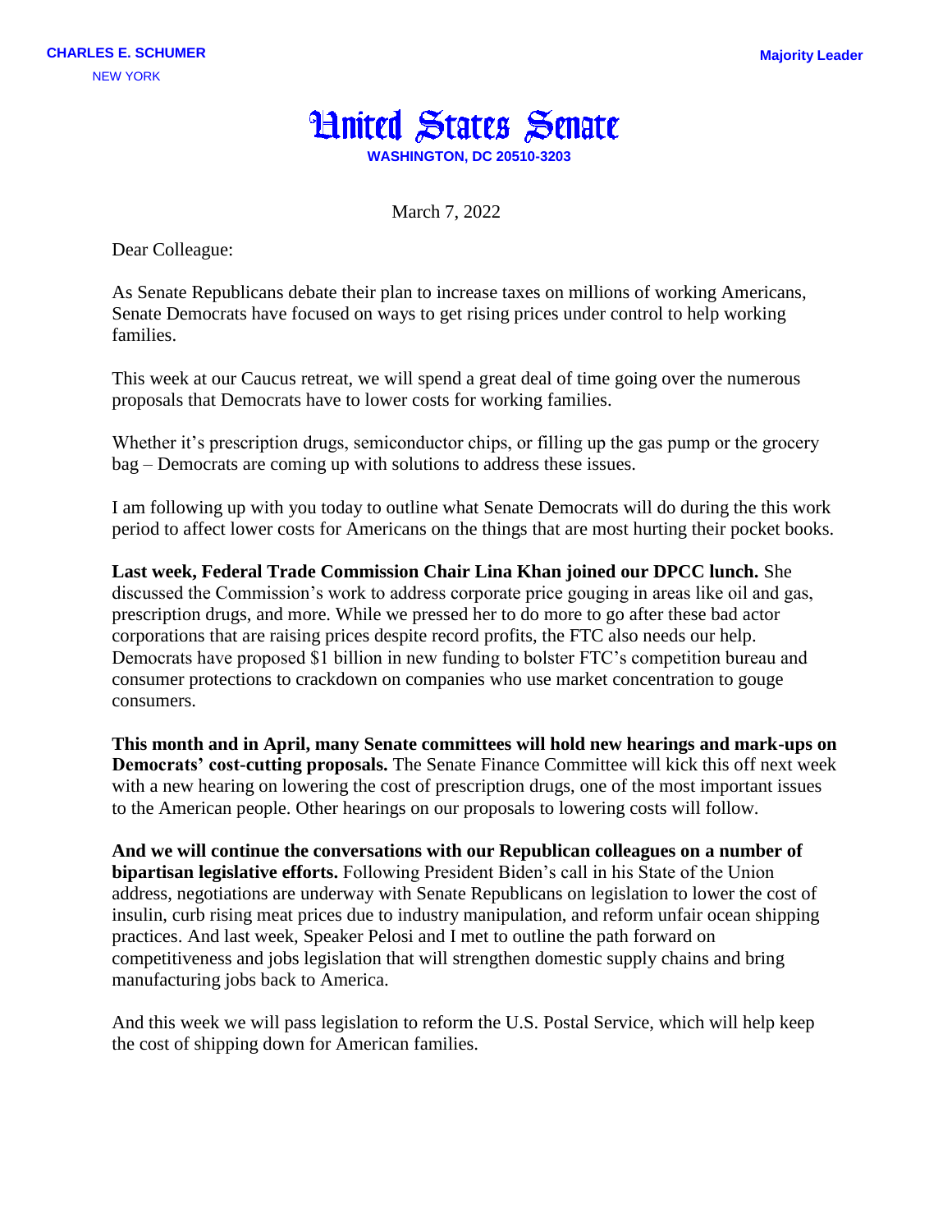**CHARLES E. SCHUMER**
NEW YORK

**Majority Leader**

# United States Senate

**WASHINGTON, DC 20510-3203**

March 7, 2022

Dear Colleague:

As Senate Republicans debate their plan to increase taxes on millions of working Americans, Senate Democrats have focused on ways to get rising prices under control to help working families.

This week at our Caucus retreat, we will spend a great deal of time going over the numerous proposals that Democrats have to lower costs for working families.

Whether it's prescription drugs, semiconductor chips, or filling up the gas pump or the grocery bag – Democrats are coming up with solutions to address these issues.

I am following up with you today to outline what Senate Democrats will do during the this work period to affect lower costs for Americans on the things that are most hurting their pocket books.

**Last week, Federal Trade Commission Chair Lina Khan joined our DPCC lunch.** She discussed the Commission's work to address corporate price gouging in areas like oil and gas, prescription drugs, and more. While we pressed her to do more to go after these bad actor corporations that are raising prices despite record profits, the FTC also needs our help. Democrats have proposed $1 billion in new funding to bolster FTC's competition bureau and consumer protections to crackdown on companies who use market concentration to gouge consumers.

**This month and in April, many Senate committees will hold new hearings and mark-ups on Democrats' cost-cutting proposals.** The Senate Finance Committee will kick this off next week with a new hearing on lowering the cost of prescription drugs, one of the most important issues to the American people. Other hearings on our proposals to lowering costs will follow.

**And we will continue the conversations with our Republican colleagues on a number of bipartisan legislative efforts.** Following President Biden's call in his State of the Union address, negotiations are underway with Senate Republicans on legislation to lower the cost of insulin, curb rising meat prices due to industry manipulation, and reform unfair ocean shipping practices. And last week, Speaker Pelosi and I met to outline the path forward on competitiveness and jobs legislation that will strengthen domestic supply chains and bring manufacturing jobs back to America.

And this week we will pass legislation to reform the U.S. Postal Service, which will help keep the cost of shipping down for American families.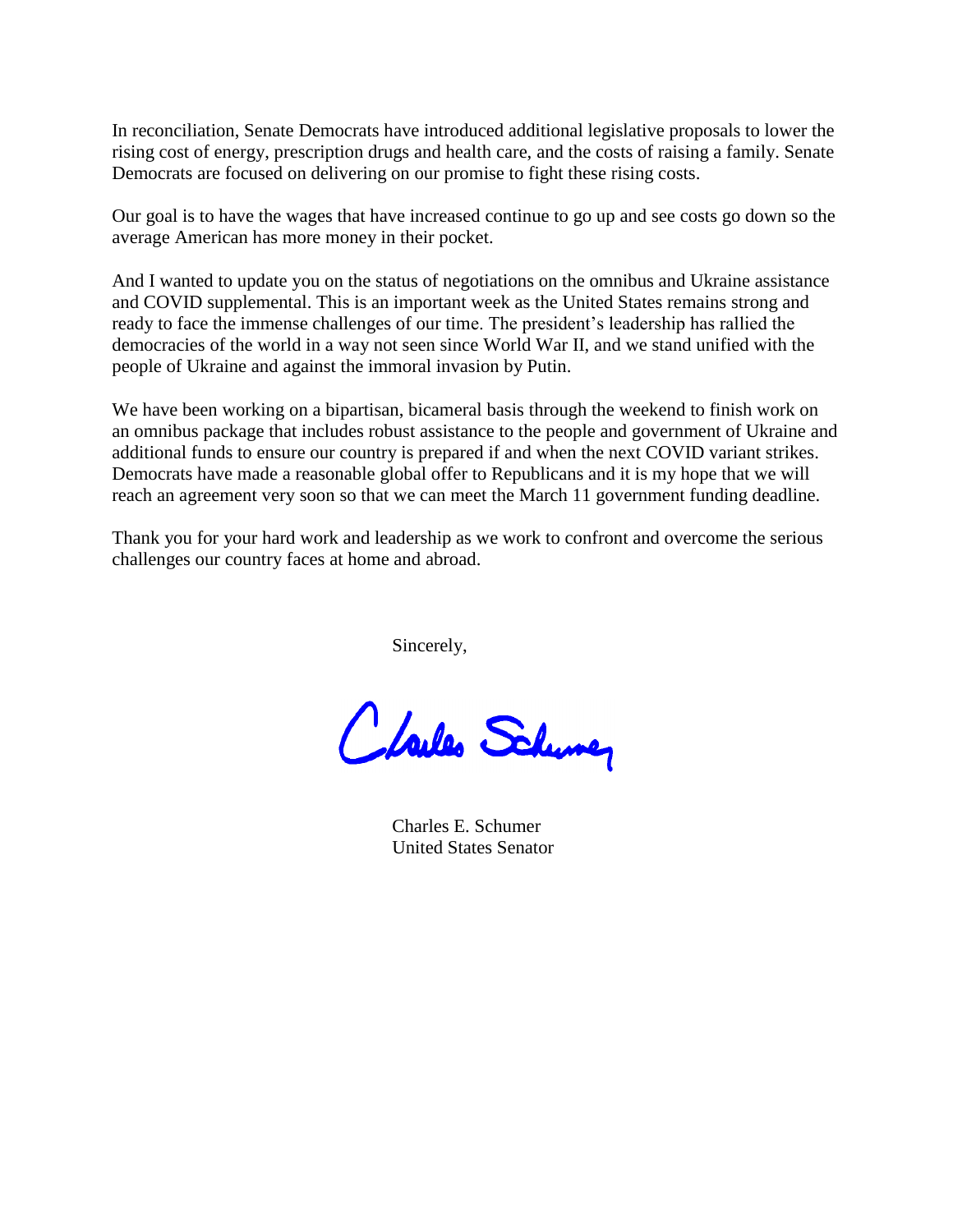In reconciliation, Senate Democrats have introduced additional legislative proposals to lower the rising cost of energy, prescription drugs and health care, and the costs of raising a family. Senate Democrats are focused on delivering on our promise to fight these rising costs.

Our goal is to have the wages that have increased continue to go up and see costs go down so the average American has more money in their pocket.

And I wanted to update you on the status of negotiations on the omnibus and Ukraine assistance and COVID supplemental. This is an important week as the United States remains strong and ready to face the immense challenges of our time. The president's leadership has rallied the democracies of the world in a way not seen since World War II, and we stand unified with the people of Ukraine and against the immoral invasion by Putin.

We have been working on a bipartisan, bicameral basis through the weekend to finish work on an omnibus package that includes robust assistance to the people and government of Ukraine and additional funds to ensure our country is prepared if and when the next COVID variant strikes. Democrats have made a reasonable global offer to Republicans and it is my hope that we will reach an agreement very soon so that we can meet the March 11 government funding deadline.

Thank you for your hard work and leadership as we work to confront and overcome the serious challenges our country faces at home and abroad.

Sincerely,

Charles Schumer

Charles E. Schumer
United States Senator